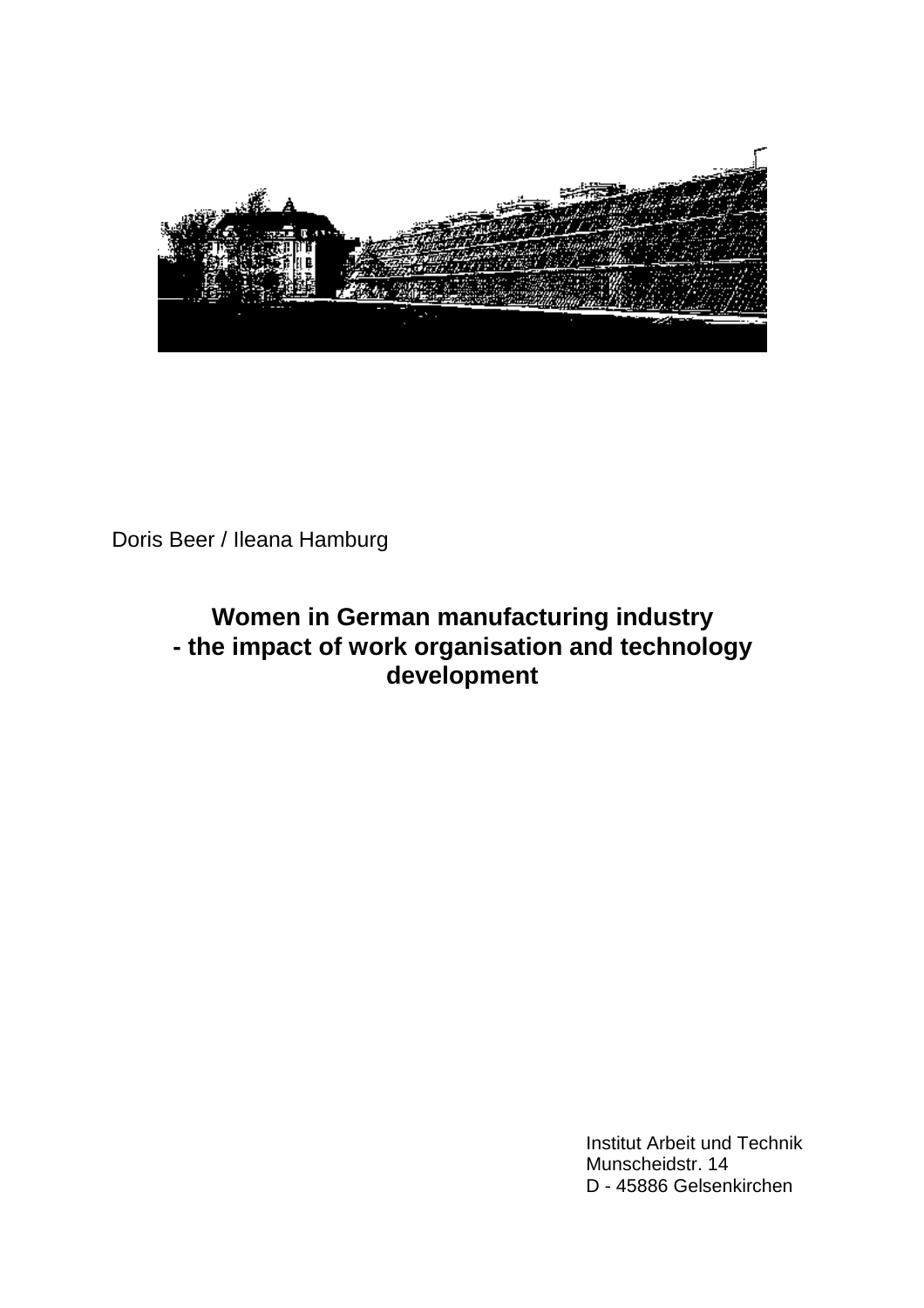Doris Beer / Ileana Hamburg

# Women in German manufacturing industry - the impact of work organisation and technology development

Institut Arbeit und Technik
Munscheidstr. 14
D - 45886 Gelsenkirchen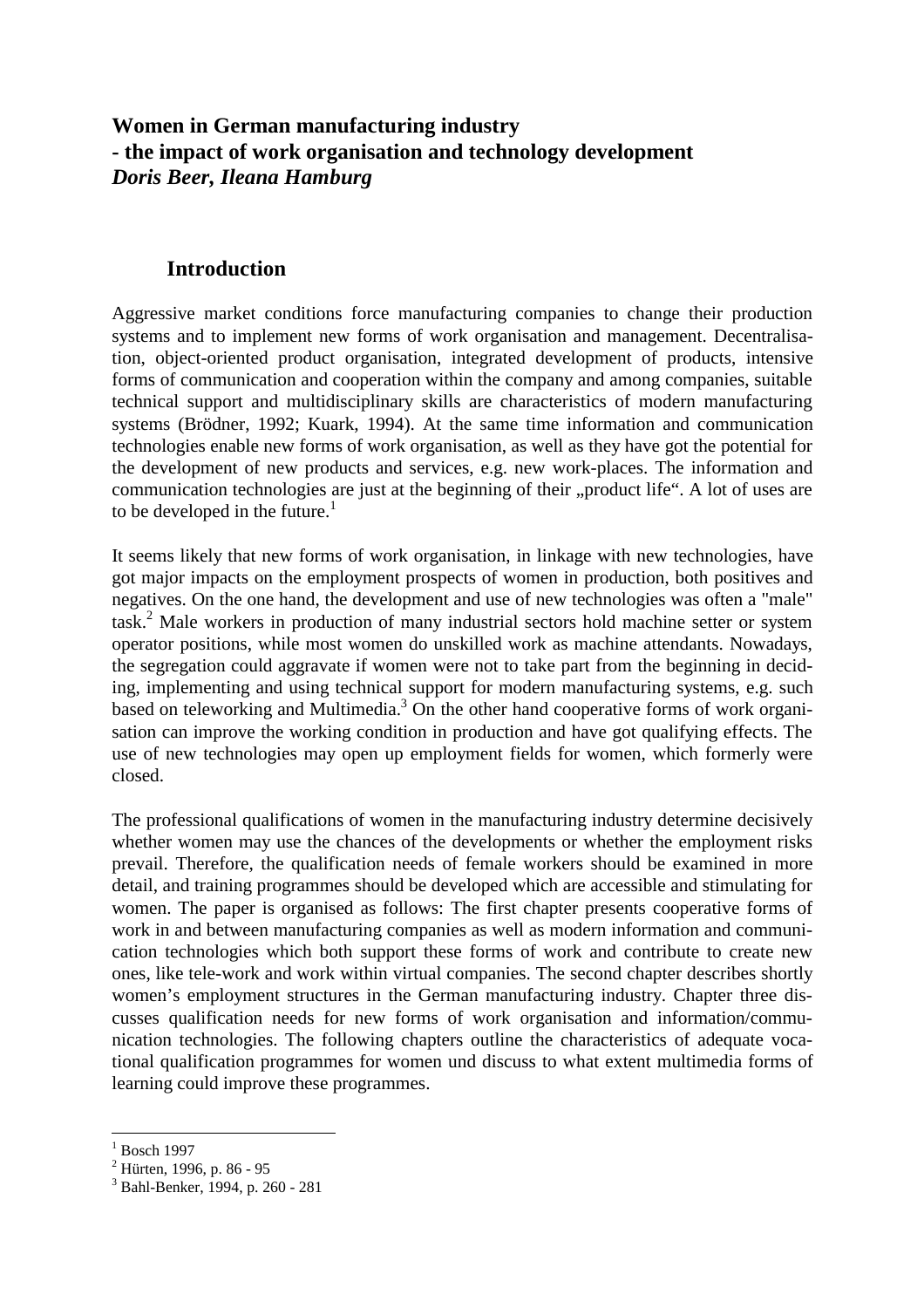# Women in German manufacturing industry
# - the impact of work organisation and technology development
***Doris Beer, Ileana Hamburg***

## Introduction

Aggressive market conditions force manufacturing companies to change their production systems and to implement new forms of work organisation and management. Decentralisation, object-oriented product organisation, integrated development of products, intensive forms of communication and cooperation within the company and among companies, suitable technical support and multidisciplinary skills are characteristics of modern manufacturing systems (Brödner, 1992; Kuark, 1994). At the same time information and communication technologies enable new forms of work organisation, as well as they have got the potential for the development of new products and services, e.g. new work-places. The information and communication technologies are just at the beginning of their „product life". A lot of uses are to be developed in the future.[1]

It seems likely that new forms of work organisation, in linkage with new technologies, have got major impacts on the employment prospects of women in production, both positives and negatives. On the one hand, the development and use of new technologies was often a "male" task.[2] Male workers in production of many industrial sectors hold machine setter or system operator positions, while most women do unskilled work as machine attendants. Nowadays, the segregation could aggravate if women were not to take part from the beginning in deciding, implementing and using technical support for modern manufacturing systems, e.g. such based on teleworking and Multimedia.[3] On the other hand cooperative forms of work organisation can improve the working condition in production and have got qualifying effects. The use of new technologies may open up employment fields for women, which formerly were closed.

The professional qualifications of women in the manufacturing industry determine decisively whether women may use the chances of the developments or whether the employment risks prevail. Therefore, the qualification needs of female workers should be examined in more detail, and training programmes should be developed which are accessible and stimulating for women. The paper is organised as follows: The first chapter presents cooperative forms of work in and between manufacturing companies as well as modern information and communication technologies which both support these forms of work and contribute to create new ones, like tele-work and work within virtual companies. The second chapter describes shortly women's employment structures in the German manufacturing industry. Chapter three discusses qualification needs for new forms of work organisation and information/communication technologies. The following chapters outline the characteristics of adequate vocational qualification programmes for women und discuss to what extent multimedia forms of learning could improve these programmes.

---

[1] Bosch 1997

[2] Hürten, 1996, p. 86 - 95

[3] Bahl-Benker, 1994, p. 260 - 281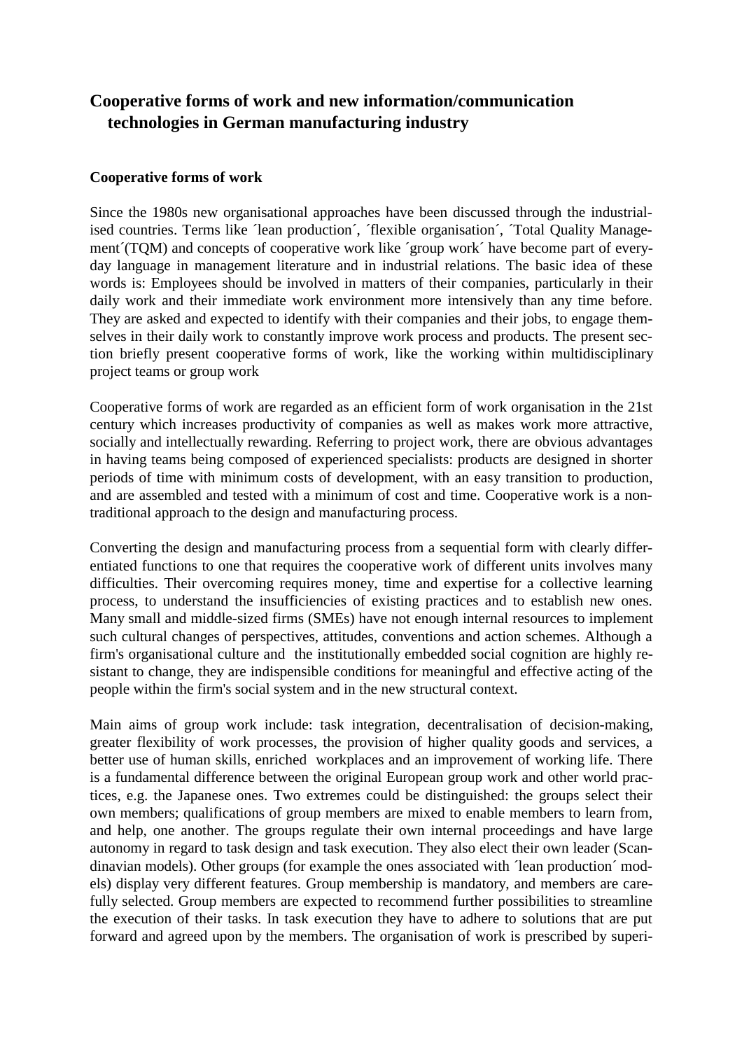## Cooperative forms of work and new information/communication technologies in German manufacturing industry

### Cooperative forms of work

Since the 1980s new organisational approaches have been discussed through the industrialised countries. Terms like ´lean production´, ´flexible organisation´, ´Total Quality Management´(TQM) and concepts of cooperative work like ´group work´ have become part of everyday language in management literature and in industrial relations. The basic idea of these words is: Employees should be involved in matters of their companies, particularly in their daily work and their immediate work environment more intensively than any time before. They are asked and expected to identify with their companies and their jobs, to engage themselves in their daily work to constantly improve work process and products. The present section briefly present cooperative forms of work, like the working within multidisciplinary project teams or group work

Cooperative forms of work are regarded as an efficient form of work organisation in the 21st century which increases productivity of companies as well as makes work more attractive, socially and intellectually rewarding. Referring to project work, there are obvious advantages in having teams being composed of experienced specialists: products are designed in shorter periods of time with minimum costs of development, with an easy transition to production, and are assembled and tested with a minimum of cost and time. Cooperative work is a non-traditional approach to the design and manufacturing process.

Converting the design and manufacturing process from a sequential form with clearly differentiated functions to one that requires the cooperative work of different units involves many difficulties. Their overcoming requires money, time and expertise for a collective learning process, to understand the insufficiencies of existing practices and to establish new ones. Many small and middle-sized firms (SMEs) have not enough internal resources to implement such cultural changes of perspectives, attitudes, conventions and action schemes. Although a firm's organisational culture and the institutionally embedded social cognition are highly resistant to change, they are indispensible conditions for meaningful and effective acting of the people within the firm's social system and in the new structural context.

Main aims of group work include: task integration, decentralisation of decision-making, greater flexibility of work processes, the provision of higher quality goods and services, a better use of human skills, enriched workplaces and an improvement of working life. There is a fundamental difference between the original European group work and other world practices, e.g. the Japanese ones. Two extremes could be distinguished: the groups select their own members; qualifications of group members are mixed to enable members to learn from, and help, one another. The groups regulate their own internal proceedings and have large autonomy in regard to task design and task execution. They also elect their own leader (Scandinavian models). Other groups (for example the ones associated with ´lean production´ models) display very different features. Group membership is mandatory, and members are carefully selected. Group members are expected to recommend further possibilities to streamline the execution of their tasks. In task execution they have to adhere to solutions that are put forward and agreed upon by the members. The organisation of work is prescribed by superi-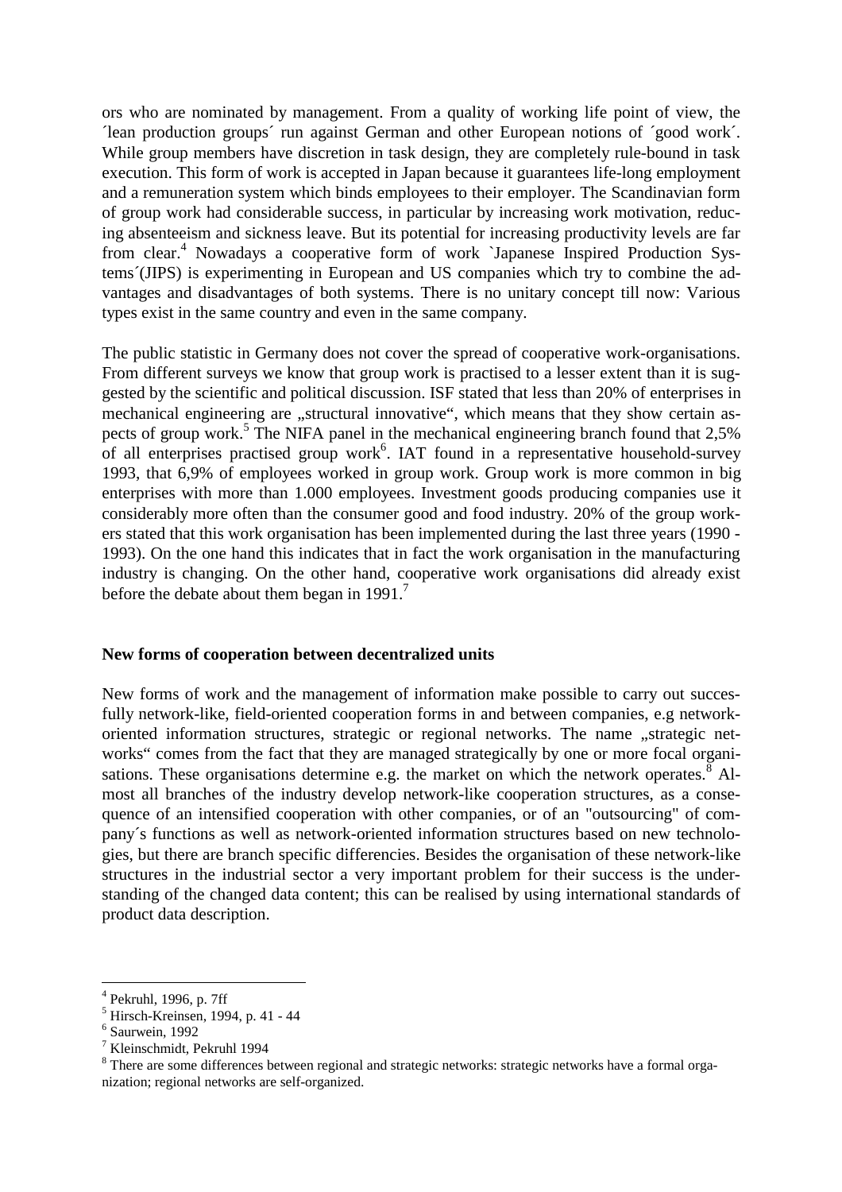ors who are nominated by management. From a quality of working life point of view, the ´lean production groups´ run against German and other European notions of ´good work´. While group members have discretion in task design, they are completely rule-bound in task execution. This form of work is accepted in Japan because it guarantees life-long employment and a remuneration system which binds employees to their employer. The Scandinavian form of group work had considerable success, in particular by increasing work motivation, reducing absenteeism and sickness leave. But its potential for increasing productivity levels are far from clear.[4] Nowadays a cooperative form of work `Japanese Inspired Production Systems´(JIPS) is experimenting in European and US companies which try to combine the advantages and disadvantages of both systems. There is no unitary concept till now: Various types exist in the same country and even in the same company.

The public statistic in Germany does not cover the spread of cooperative work-organisations. From different surveys we know that group work is practised to a lesser extent than it is suggested by the scientific and political discussion. ISF stated that less than 20% of enterprises in mechanical engineering are „structural innovative", which means that they show certain aspects of group work.[5] The NIFA panel in the mechanical engineering branch found that 2,5% of all enterprises practised group work[6]. IAT found in a representative household-survey 1993, that 6,9% of employees worked in group work. Group work is more common in big enterprises with more than 1.000 employees. Investment goods producing companies use it considerably more often than the consumer good and food industry. 20% of the group workers stated that this work organisation has been implemented during the last three years (1990 - 1993). On the one hand this indicates that in fact the work organisation in the manufacturing industry is changing. On the other hand, cooperative work organisations did already exist before the debate about them began in 1991.[7]

### New forms of cooperation between decentralized units

New forms of work and the management of information make possible to carry out successfully network-like, field-oriented cooperation forms in and between companies, e.g network-oriented information structures, strategic or regional networks. The name „strategic networks" comes from the fact that they are managed strategically by one or more focal organisations. These organisations determine e.g. the market on which the network operates.[8] Almost all branches of the industry develop network-like cooperation structures, as a consequence of an intensified cooperation with other companies, or of an "outsourcing" of company´s functions as well as network-oriented information structures based on new technologies, but there are branch specific differencies. Besides the organisation of these network-like structures in the industrial sector a very important problem for their success is the understanding of the changed data content; this can be realised by using international standards of product data description.

---

[4] Pekruhl, 1996, p. 7ff

[5] Hirsch-Kreinsen, 1994, p. 41 - 44

[6] Saurwein, 1992

[7] Kleinschmidt, Pekruhl 1994

[8] There are some differences between regional and strategic networks: strategic networks have a formal organization; regional networks are self-organized.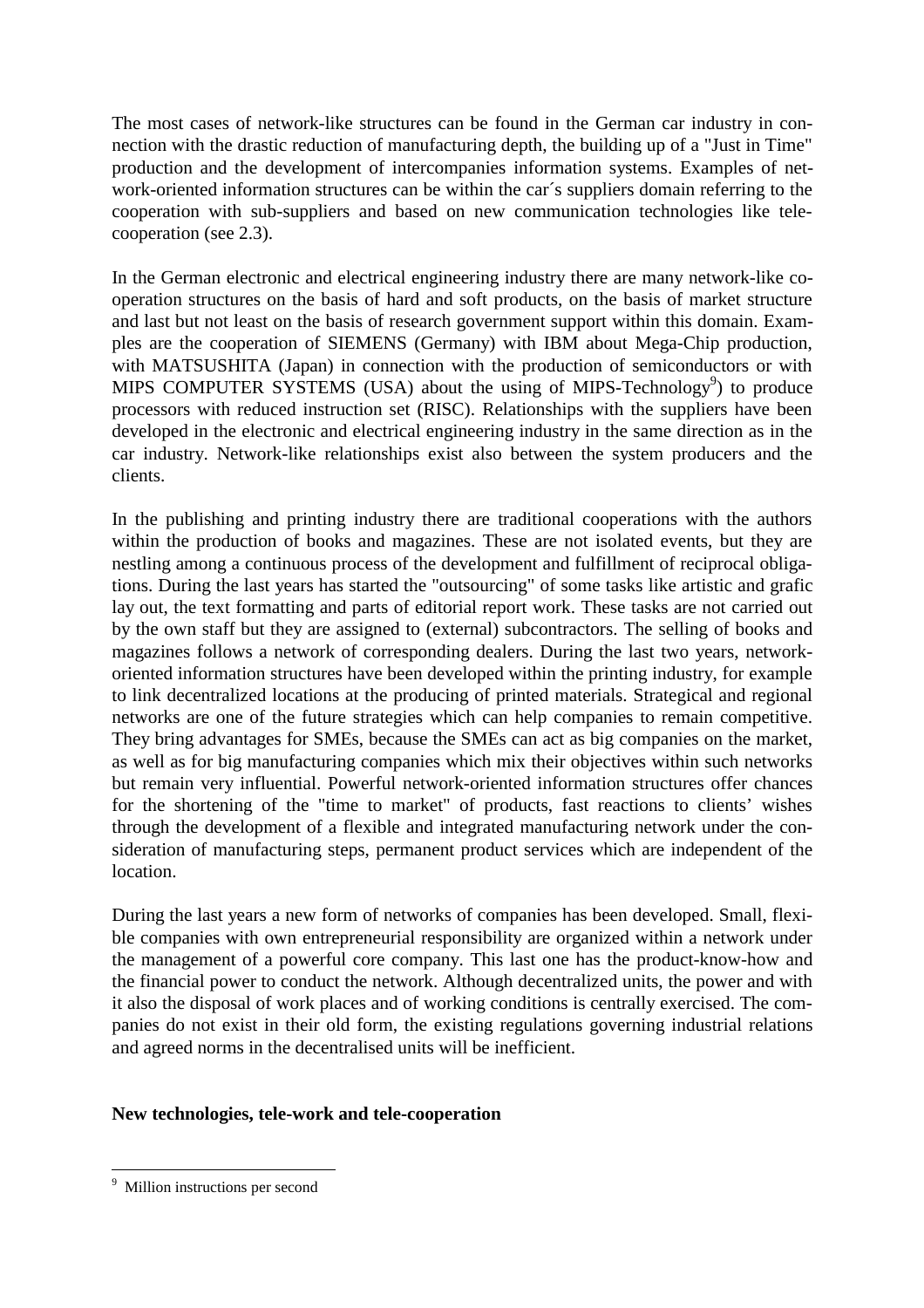The most cases of network-like structures can be found in the German car industry in connection with the drastic reduction of manufacturing depth, the building up of a "Just in Time" production and the development of intercompanies information systems. Examples of network-oriented information structures can be within the car´s suppliers domain referring to the cooperation with sub-suppliers and based on new communication technologies like telecooperation (see 2.3).

In the German electronic and electrical engineering industry there are many network-like cooperation structures on the basis of hard and soft products, on the basis of market structure and last but not least on the basis of research government support within this domain. Examples are the cooperation of SIEMENS (Germany) with IBM about Mega-Chip production, with MATSUSHITA (Japan) in connection with the production of semiconductors or with MIPS COMPUTER SYSTEMS (USA) about the using of MIPS-Technology[9]) to produce processors with reduced instruction set (RISC). Relationships with the suppliers have been developed in the electronic and electrical engineering industry in the same direction as in the car industry. Network-like relationships exist also between the system producers and the clients.

In the publishing and printing industry there are traditional cooperations with the authors within the production of books and magazines. These are not isolated events, but they are nestling among a continuous process of the development and fulfillment of reciprocal obligations. During the last years has started the "outsourcing" of some tasks like artistic and grafic lay out, the text formatting and parts of editorial report work. These tasks are not carried out by the own staff but they are assigned to (external) subcontractors. The selling of books and magazines follows a network of corresponding dealers. During the last two years, network-oriented information structures have been developed within the printing industry, for example to link decentralized locations at the producing of printed materials. Strategical and regional networks are one of the future strategies which can help companies to remain competitive. They bring advantages for SMEs, because the SMEs can act as big companies on the market, as well as for big manufacturing companies which mix their objectives within such networks but remain very influential. Powerful network-oriented information structures offer chances for the shortening of the "time to market" of products, fast reactions to clients' wishes through the development of a flexible and integrated manufacturing network under the consideration of manufacturing steps, permanent product services which are independent of the location.

During the last years a new form of networks of companies has been developed. Small, flexible companies with own entrepreneurial responsibility are organized within a network under the management of a powerful core company. This last one has the product-know-how and the financial power to conduct the network. Although decentralized units, the power and with it also the disposal of work places and of working conditions is centrally exercised. The companies do not exist in their old form, the existing regulations governing industrial relations and agreed norms in the decentralised units will be inefficient.

**New technologies, tele-work and tele-cooperation**

[9] Million instructions per second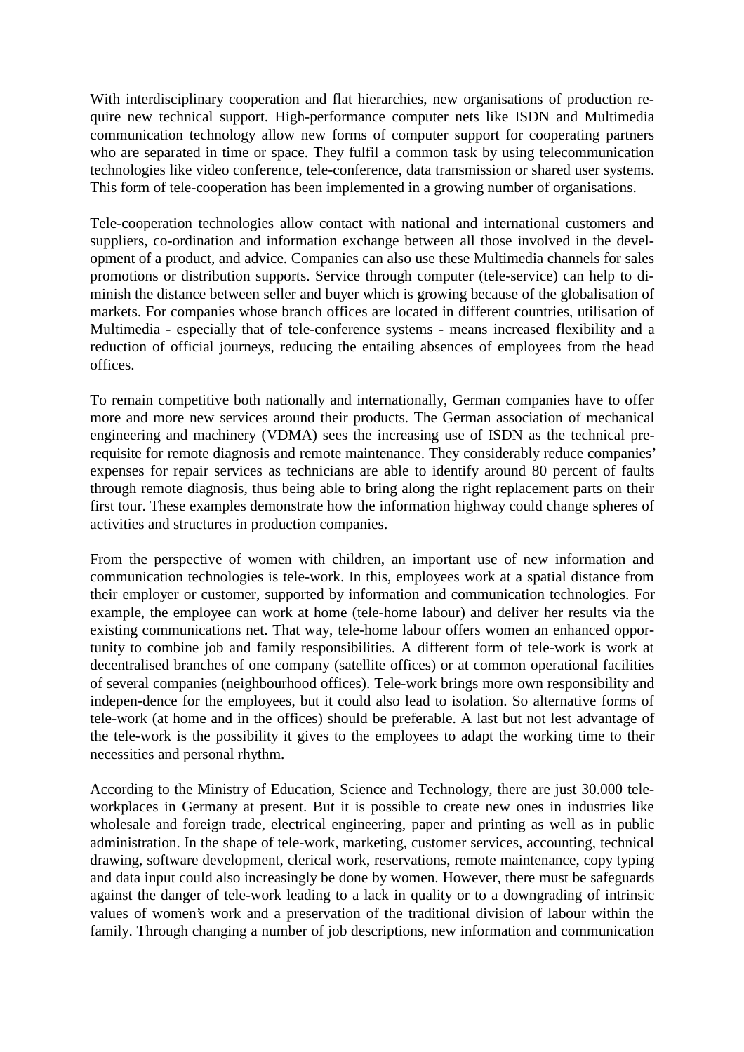With interdisciplinary cooperation and flat hierarchies, new organisations of production require new technical support. High-performance computer nets like ISDN and Multimedia communication technology allow new forms of computer support for cooperating partners who are separated in time or space. They fulfil a common task by using telecommunication technologies like video conference, tele-conference, data transmission or shared user systems. This form of tele-cooperation has been implemented in a growing number of organisations.

Tele-cooperation technologies allow contact with national and international customers and suppliers, co-ordination and information exchange between all those involved in the development of a product, and advice. Companies can also use these Multimedia channels for sales promotions or distribution supports. Service through computer (tele-service) can help to diminish the distance between seller and buyer which is growing because of the globalisation of markets. For companies whose branch offices are located in different countries, utilisation of Multimedia - especially that of tele-conference systems - means increased flexibility and a reduction of official journeys, reducing the entailing absences of employees from the head offices.

To remain competitive both nationally and internationally, German companies have to offer more and more new services around their products. The German association of mechanical engineering and machinery (VDMA) sees the increasing use of ISDN as the technical prerequisite for remote diagnosis and remote maintenance. They considerably reduce companies' expenses for repair services as technicians are able to identify around 80 percent of faults through remote diagnosis, thus being able to bring along the right replacement parts on their first tour. These examples demonstrate how the information highway could change spheres of activities and structures in production companies.

From the perspective of women with children, an important use of new information and communication technologies is tele-work. In this, employees work at a spatial distance from their employer or customer, supported by information and communication technologies. For example, the employee can work at home (tele-home labour) and deliver her results via the existing communications net. That way, tele-home labour offers women an enhanced opportunity to combine job and family responsibilities. A different form of tele-work is work at decentralised branches of one company (satellite offices) or at common operational facilities of several companies (neighbourhood offices). Tele-work brings more own responsibility and indepen-dence for the employees, but it could also lead to isolation. So alternative forms of tele-work (at home and in the offices) should be preferable. A last but not lest advantage of the tele-work is the possibility it gives to the employees to adapt the working time to their necessities and personal rhythm.

According to the Ministry of Education, Science and Technology, there are just 30.000 tele-workplaces in Germany at present. But it is possible to create new ones in industries like wholesale and foreign trade, electrical engineering, paper and printing as well as in public administration. In the shape of tele-work, marketing, customer services, accounting, technical drawing, software development, clerical work, reservations, remote maintenance, copy typing and data input could also increasingly be done by women. However, there must be safeguards against the danger of tele-work leading to a lack in quality or to a downgrading of intrinsic values of women's work and a preservation of the traditional division of labour within the family. Through changing a number of job descriptions, new information and communication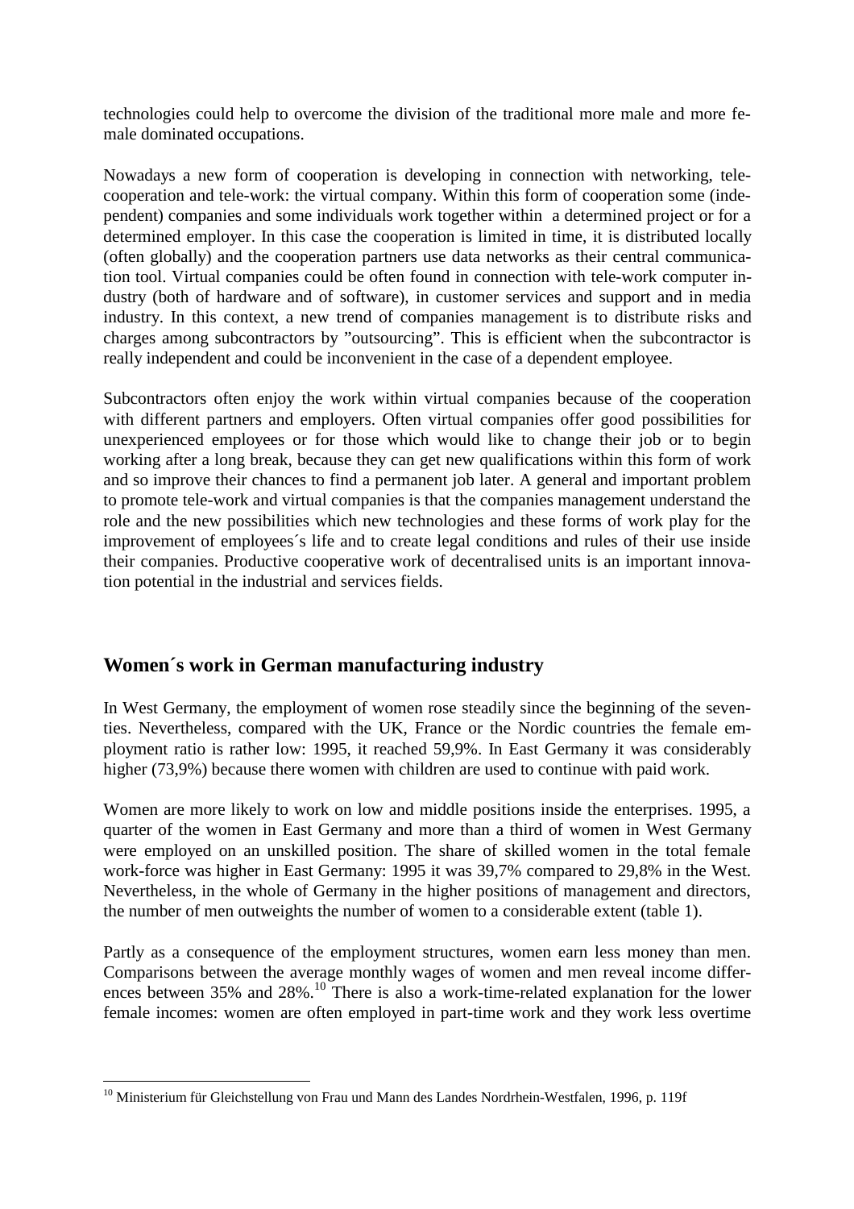technologies could help to overcome the division of the traditional more male and more female dominated occupations.

Nowadays a new form of cooperation is developing in connection with networking, telecooperation and tele-work: the virtual company. Within this form of cooperation some (independent) companies and some individuals work together within a determined project or for a determined employer. In this case the cooperation is limited in time, it is distributed locally (often globally) and the cooperation partners use data networks as their central communication tool. Virtual companies could be often found in connection with tele-work computer industry (both of hardware and of software), in customer services and support and in media industry. In this context, a new trend of companies management is to distribute risks and charges among subcontractors by "outsourcing". This is efficient when the subcontractor is really independent and could be inconvenient in the case of a dependent employee.

Subcontractors often enjoy the work within virtual companies because of the cooperation with different partners and employers. Often virtual companies offer good possibilities for unexperienced employees or for those which would like to change their job or to begin working after a long break, because they can get new qualifications within this form of work and so improve their chances to find a permanent job later. A general and important problem to promote tele-work and virtual companies is that the companies management understand the role and the new possibilities which new technologies and these forms of work play for the improvement of employees´s life and to create legal conditions and rules of their use inside their companies. Productive cooperative work of decentralised units is an important innovation potential in the industrial and services fields.

## Women´s work in German manufacturing industry

In West Germany, the employment of women rose steadily since the beginning of the seventies. Nevertheless, compared with the UK, France or the Nordic countries the female employment ratio is rather low: 1995, it reached 59,9%. In East Germany it was considerably higher (73,9%) because there women with children are used to continue with paid work.

Women are more likely to work on low and middle positions inside the enterprises. 1995, a quarter of the women in East Germany and more than a third of women in West Germany were employed on an unskilled position. The share of skilled women in the total female work-force was higher in East Germany: 1995 it was 39,7% compared to 29,8% in the West. Nevertheless, in the whole of Germany in the higher positions of management and directors, the number of men outweights the number of women to a considerable extent (table 1).

Partly as a consequence of the employment structures, women earn less money than men. Comparisons between the average monthly wages of women and men reveal income differences between 35% and 28%.[10] There is also a work-time-related explanation for the lower female incomes: women are often employed in part-time work and they work less overtime

[10] Ministerium für Gleichstellung von Frau und Mann des Landes Nordrhein-Westfalen, 1996, p. 119f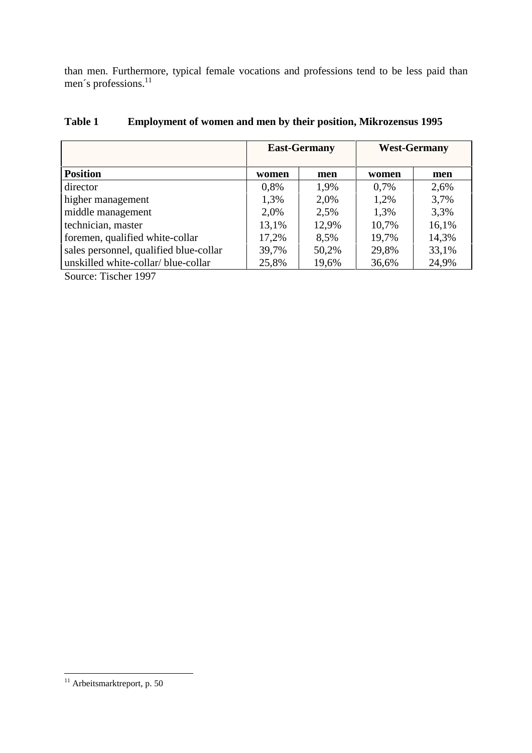than men. Furthermore, typical female vocations and professions tend to be less paid than men´s professions.[11]

**Table 1 Employment of women and men by their position, Mikrozensus 1995**

| | **East-Germany** | | **West-Germany** | |
|---|---|---|---|---|
| **Position** | **women** | **men** | **women** | **men** |
| director | 0,8% | 1,9% | 0,7% | 2,6% |
| higher management | 1,3% | 2,0% | 1,2% | 3,7% |
| middle management | 2,0% | 2,5% | 1,3% | 3,3% |
| technician, master | 13,1% | 12,9% | 10,7% | 16,1% |
| foremen, qualified white-collar | 17,2% | 8,5% | 19,7% | 14,3% |
| sales personnel, qualified blue-collar | 39,7% | 50,2% | 29,8% | 33,1% |
| unskilled white-collar/ blue-collar | 25,8% | 19,6% | 36,6% | 24,9% |

Source: Tischer 1997

[11] Arbeitsmarktreport, p. 50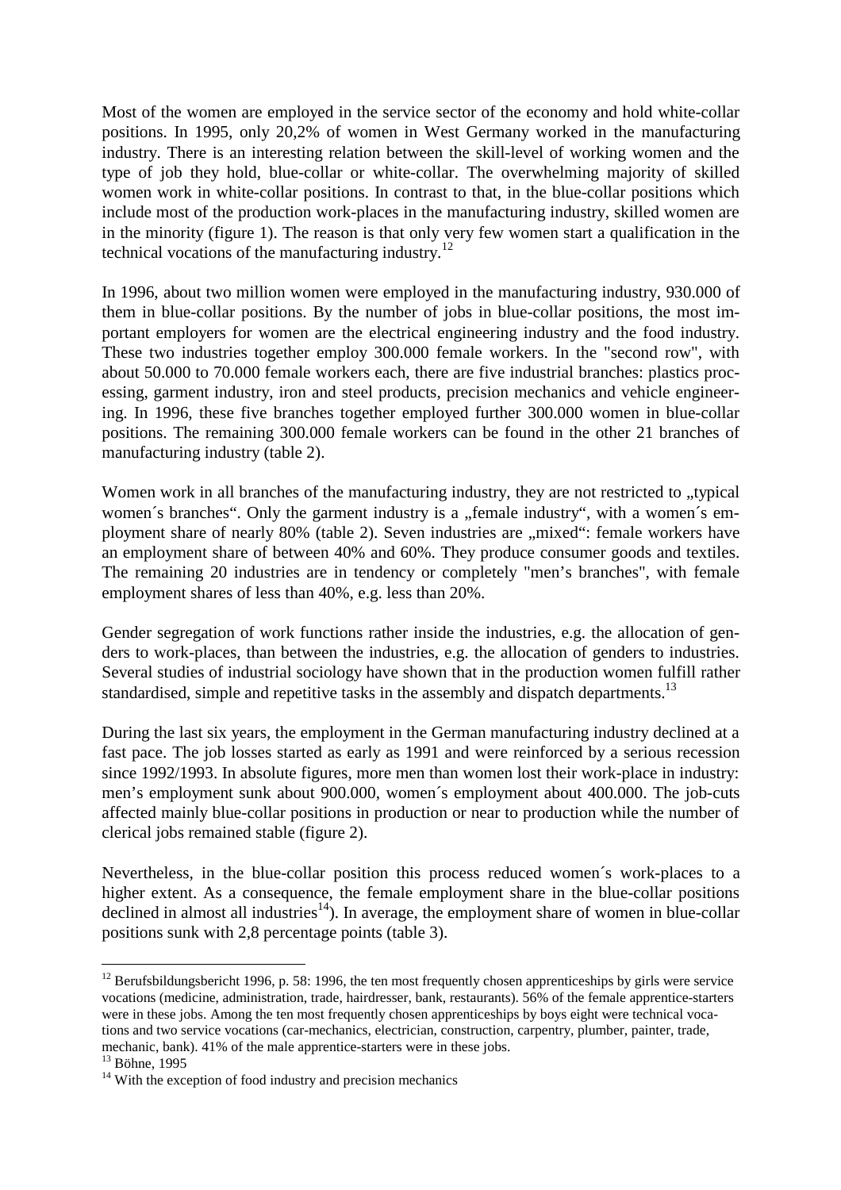Most of the women are employed in the service sector of the economy and hold white-collar positions. In 1995, only 20,2% of women in West Germany worked in the manufacturing industry. There is an interesting relation between the skill-level of working women and the type of job they hold, blue-collar or white-collar. The overwhelming majority of skilled women work in white-collar positions. In contrast to that, in the blue-collar positions which include most of the production work-places in the manufacturing industry, skilled women are in the minority (figure 1). The reason is that only very few women start a qualification in the technical vocations of the manufacturing industry.[12]

In 1996, about two million women were employed in the manufacturing industry, 930.000 of them in blue-collar positions. By the number of jobs in blue-collar positions, the most important employers for women are the electrical engineering industry and the food industry. These two industries together employ 300.000 female workers. In the "second row", with about 50.000 to 70.000 female workers each, there are five industrial branches: plastics processing, garment industry, iron and steel products, precision mechanics and vehicle engineering. In 1996, these five branches together employed further 300.000 women in blue-collar positions. The remaining 300.000 female workers can be found in the other 21 branches of manufacturing industry (table 2).

Women work in all branches of the manufacturing industry, they are not restricted to „typical women´s branches“. Only the garment industry is a „female industry“, with a women´s employment share of nearly 80% (table 2). Seven industries are „mixed“: female workers have an employment share of between 40% and 60%. They produce consumer goods and textiles. The remaining 20 industries are in tendency or completely "men’s branches", with female employment shares of less than 40%, e.g. less than 20%.

Gender segregation of work functions rather inside the industries, e.g. the allocation of genders to work-places, than between the industries, e.g. the allocation of genders to industries. Several studies of industrial sociology have shown that in the production women fulfill rather standardised, simple and repetitive tasks in the assembly and dispatch departments.[13]

During the last six years, the employment in the German manufacturing industry declined at a fast pace. The job losses started as early as 1991 and were reinforced by a serious recession since 1992/1993. In absolute figures, more men than women lost their work-place in industry: men’s employment sunk about 900.000, women´s employment about 400.000. The job-cuts affected mainly blue-collar positions in production or near to production while the number of clerical jobs remained stable (figure 2).

Nevertheless, in the blue-collar position this process reduced women´s work-places to a higher extent. As a consequence, the female employment share in the blue-collar positions declined in almost all industries[14]). In average, the employment share of women in blue-collar positions sunk with 2,8 percentage points (table 3).

---

[12] Berufsbildungsbericht 1996, p. 58: 1996, the ten most frequently chosen apprenticeships by girls were service vocations (medicine, administration, trade, hairdresser, bank, restaurants). 56% of the female apprentice-starters were in these jobs. Among the ten most frequently chosen apprenticeships by boys eight were technical vocations and two service vocations (car-mechanics, electrician, construction, carpentry, plumber, painter, trade, mechanic, bank). 41% of the male apprentice-starters were in these jobs.

[13] Böhne, 1995

[14] With the exception of food industry and precision mechanics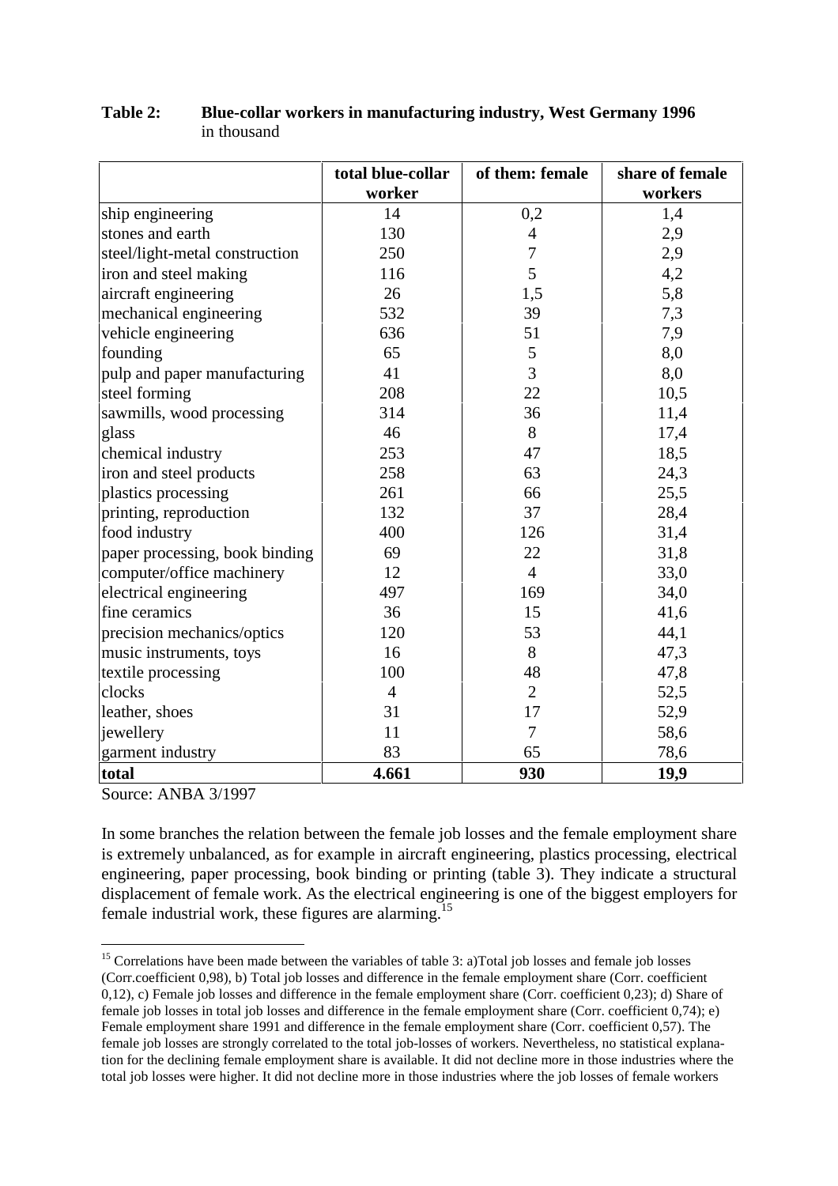**Table 2: Blue-collar workers in manufacturing industry, West Germany 1996**
in thousand

| | total blue-collar worker | of them: female | share of female workers |
|---|---|---|---|
| ship engineering | 14 | 0,2 | 1,4 |
| stones and earth | 130 | 4 | 2,9 |
| steel/light-metal construction | 250 | 7 | 2,9 |
| iron and steel making | 116 | 5 | 4,2 |
| aircraft engineering | 26 | 1,5 | 5,8 |
| mechanical engineering | 532 | 39 | 7,3 |
| vehicle engineering | 636 | 51 | 7,9 |
| founding | 65 | 5 | 8,0 |
| pulp and paper manufacturing | 41 | 3 | 8,0 |
| steel forming | 208 | 22 | 10,5 |
| sawmills, wood processing | 314 | 36 | 11,4 |
| glass | 46 | 8 | 17,4 |
| chemical industry | 253 | 47 | 18,5 |
| iron and steel products | 258 | 63 | 24,3 |
| plastics processing | 261 | 66 | 25,5 |
| printing, reproduction | 132 | 37 | 28,4 |
| food industry | 400 | 126 | 31,4 |
| paper processing, book binding | 69 | 22 | 31,8 |
| computer/office machinery | 12 | 4 | 33,0 |
| electrical engineering | 497 | 169 | 34,0 |
| fine ceramics | 36 | 15 | 41,6 |
| precision mechanics/optics | 120 | 53 | 44,1 |
| music instruments, toys | 16 | 8 | 47,3 |
| textile processing | 100 | 48 | 47,8 |
| clocks | 4 | 2 | 52,5 |
| leather, shoes | 31 | 17 | 52,9 |
| jewellery | 11 | 7 | 58,6 |
| garment industry | 83 | 65 | 78,6 |
| **total** | **4.661** | **930** | **19,9** |

Source: ANBA 3/1997

In some branches the relation between the female job losses and the female employment share is extremely unbalanced, as for example in aircraft engineering, plastics processing, electrical engineering, paper processing, book binding or printing (table 3). They indicate a structural displacement of female work. As the electrical engineering is one of the biggest employers for female industrial work, these figures are alarming.[15]

[15] Correlations have been made between the variables of table 3: a)Total job losses and female job losses (Corr.coefficient 0,98), b) Total job losses and difference in the female employment share (Corr. coefficient 0,12), c) Female job losses and difference in the female employment share (Corr. coefficient 0,23); d) Share of female job losses in total job losses and difference in the female employment share (Corr. coefficient 0,74); e) Female employment share 1991 and difference in the female employment share (Corr. coefficient 0,57). The female job losses are strongly correlated to the total job-losses of workers. Nevertheless, no statistical explanation for the declining female employment share is available. It did not decline more in those industries where the total job losses were higher. It did not decline more in those industries where the job losses of female workers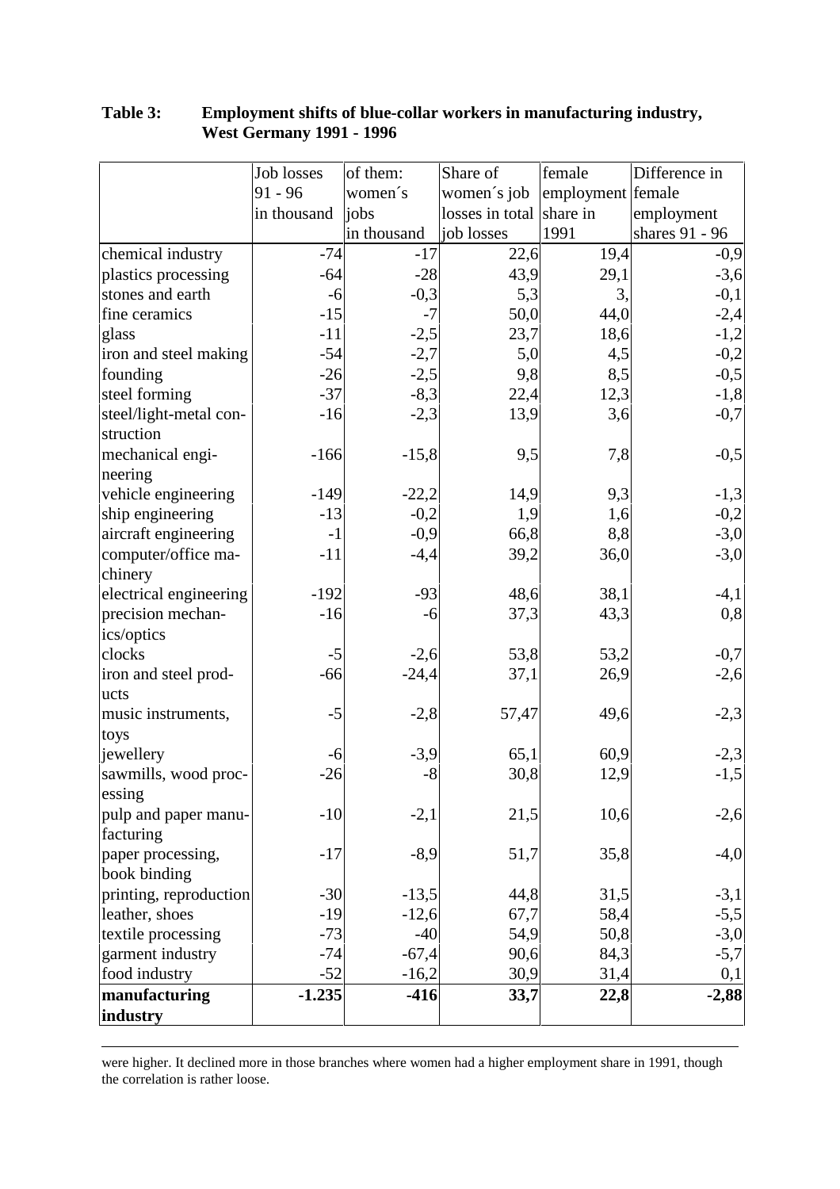**Table 3: Employment shifts of blue-collar workers in manufacturing industry, West Germany 1991 - 1996**

| | Job losses 91 - 96 in thousand | of them: women´s jobs in thousand | Share of women´s job losses in total job losses | female employment share in 1991 | Difference in female employment shares 91 - 96 |
|---|---|---|---|---|---|
| chemical industry | -74 | -17 | 22,6 | 19,4 | -0,9 |
| plastics processing | -64 | -28 | 43,9 | 29,1 | -3,6 |
| stones and earth | -6 | -0,3 | 5,3 | 3, | -0,1 |
| fine ceramics | -15 | -7 | 50,0 | 44,0 | -2,4 |
| glass | -11 | -2,5 | 23,7 | 18,6 | -1,2 |
| iron and steel making | -54 | -2,7 | 5,0 | 4,5 | -0,2 |
| founding | -26 | -2,5 | 9,8 | 8,5 | -0,5 |
| steel forming | -37 | -8,3 | 22,4 | 12,3 | -1,8 |
| steel/light-metal construction | -16 | -2,3 | 13,9 | 3,6 | -0,7 |
| mechanical engineering | -166 | -15,8 | 9,5 | 7,8 | -0,5 |
| vehicle engineering | -149 | -22,2 | 14,9 | 9,3 | -1,3 |
| ship engineering | -13 | -0,2 | 1,9 | 1,6 | -0,2 |
| aircraft engineering | -1 | -0,9 | 66,8 | 8,8 | -3,0 |
| computer/office machinery | -11 | -4,4 | 39,2 | 36,0 | -3,0 |
| electrical engineering | -192 | -93 | 48,6 | 38,1 | -4,1 |
| precision mechanics/optics | -16 | -6 | 37,3 | 43,3 | 0,8 |
| clocks | -5 | -2,6 | 53,8 | 53,2 | -0,7 |
| iron and steel products | -66 | -24,4 | 37,1 | 26,9 | -2,6 |
| music instruments, toys | -5 | -2,8 | 57,47 | 49,6 | -2,3 |
| jewellery | -6 | -3,9 | 65,1 | 60,9 | -2,3 |
| sawmills, wood processing | -26 | -8 | 30,8 | 12,9 | -1,5 |
| pulp and paper manufacturing | -10 | -2,1 | 21,5 | 10,6 | -2,6 |
| paper processing, book binding | -17 | -8,9 | 51,7 | 35,8 | -4,0 |
| printing, reproduction | -30 | -13,5 | 44,8 | 31,5 | -3,1 |
| leather, shoes | -19 | -12,6 | 67,7 | 58,4 | -5,5 |
| textile processing | -73 | -40 | 54,9 | 50,8 | -3,0 |
| garment industry | -74 | -67,4 | 90,6 | 84,3 | -5,7 |
| food industry | -52 | -16,2 | 30,9 | 31,4 | 0,1 |
| **manufacturing industry** | **-1.235** | **-416** | **33,7** | **22,8** | **-2,88** |

were higher. It declined more in those branches where women had a higher employment share in 1991, though the correlation is rather loose.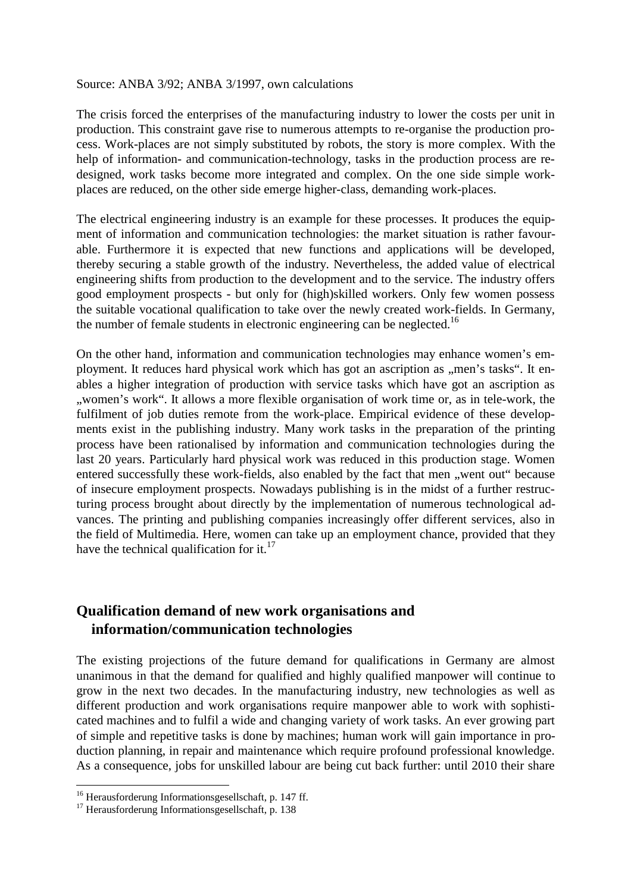Source: ANBA 3/92; ANBA 3/1997, own calculations

The crisis forced the enterprises of the manufacturing industry to lower the costs per unit in production. This constraint gave rise to numerous attempts to re-organise the production process. Work-places are not simply substituted by robots, the story is more complex. With the help of information- and communication-technology, tasks in the production process are re-designed, work tasks become more integrated and complex. On the one side simple work-places are reduced, on the other side emerge higher-class, demanding work-places.

The electrical engineering industry is an example for these processes. It produces the equipment of information and communication technologies: the market situation is rather favourable. Furthermore it is expected that new functions and applications will be developed, thereby securing a stable growth of the industry. Nevertheless, the added value of electrical engineering shifts from production to the development and to the service. The industry offers good employment prospects - but only for (high)skilled workers. Only few women possess the suitable vocational qualification to take over the newly created work-fields. In Germany, the number of female students in electronic engineering can be neglected.[16]

On the other hand, information and communication technologies may enhance women's employment. It reduces hard physical work which has got an ascription as „men's tasks". It enables a higher integration of production with service tasks which have got an ascription as „women's work". It allows a more flexible organisation of work time or, as in tele-work, the fulfilment of job duties remote from the work-place. Empirical evidence of these developments exist in the publishing industry. Many work tasks in the preparation of the printing process have been rationalised by information and communication technologies during the last 20 years. Particularly hard physical work was reduced in this production stage. Women entered successfully these work-fields, also enabled by the fact that men „went out" because of insecure employment prospects. Nowadays publishing is in the midst of a further restructuring process brought about directly by the implementation of numerous technological advances. The printing and publishing companies increasingly offer different services, also in the field of Multimedia. Here, women can take up an employment chance, provided that they have the technical qualification for it.[17]

## Qualification demand of new work organisations and information/communication technologies

The existing projections of the future demand for qualifications in Germany are almost unanimous in that the demand for qualified and highly qualified manpower will continue to grow in the next two decades. In the manufacturing industry, new technologies as well as different production and work organisations require manpower able to work with sophisticated machines and to fulfil a wide and changing variety of work tasks. An ever growing part of simple and repetitive tasks is done by machines; human work will gain importance in production planning, in repair and maintenance which require profound professional knowledge. As a consequence, jobs for unskilled labour are being cut back further: until 2010 their share

[16] Herausforderung Informationsgesellschaft, p. 147 ff.

[17] Herausforderung Informationsgesellschaft, p. 138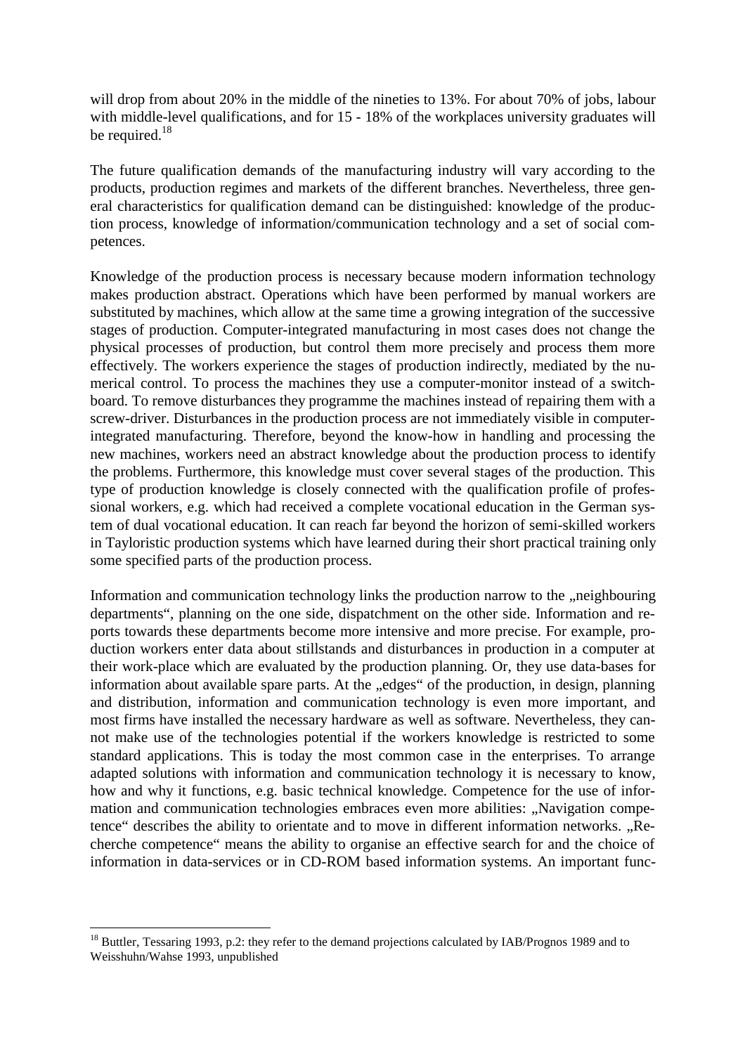will drop from about 20% in the middle of the nineties to 13%. For about 70% of jobs, labour with middle-level qualifications, and for 15 - 18% of the workplaces university graduates will be required.[18]

The future qualification demands of the manufacturing industry will vary according to the products, production regimes and markets of the different branches. Nevertheless, three general characteristics for qualification demand can be distinguished: knowledge of the production process, knowledge of information/communication technology and a set of social competences.

Knowledge of the production process is necessary because modern information technology makes production abstract. Operations which have been performed by manual workers are substituted by machines, which allow at the same time a growing integration of the successive stages of production. Computer-integrated manufacturing in most cases does not change the physical processes of production, but control them more precisely and process them more effectively. The workers experience the stages of production indirectly, mediated by the numerical control. To process the machines they use a computer-monitor instead of a switchboard. To remove disturbances they programme the machines instead of repairing them with a screw-driver. Disturbances in the production process are not immediately visible in computer-integrated manufacturing. Therefore, beyond the know-how in handling and processing the new machines, workers need an abstract knowledge about the production process to identify the problems. Furthermore, this knowledge must cover several stages of the production. This type of production knowledge is closely connected with the qualification profile of professional workers, e.g. which had received a complete vocational education in the German system of dual vocational education. It can reach far beyond the horizon of semi-skilled workers in Tayloristic production systems which have learned during their short practical training only some specified parts of the production process.

Information and communication technology links the production narrow to the „neighbouring departments", planning on the one side, dispatchment on the other side. Information and reports towards these departments become more intensive and more precise. For example, production workers enter data about stillstands and disturbances in production in a computer at their work-place which are evaluated by the production planning. Or, they use data-bases for information about available spare parts. At the „edges" of the production, in design, planning and distribution, information and communication technology is even more important, and most firms have installed the necessary hardware as well as software. Nevertheless, they cannot make use of the technologies potential if the workers knowledge is restricted to some standard applications. This is today the most common case in the enterprises. To arrange adapted solutions with information and communication technology it is necessary to know, how and why it functions, e.g. basic technical knowledge. Competence for the use of information and communication technologies embraces even more abilities: „Navigation competence" describes the ability to orientate and to move in different information networks. „Recherche competence" means the ability to organise an effective search for and the choice of information in data-services or in CD-ROM based information systems. An important func-

[18] Buttler, Tessaring 1993, p.2: they refer to the demand projections calculated by IAB/Prognos 1989 and to Weisshuhn/Wahse 1993, unpublished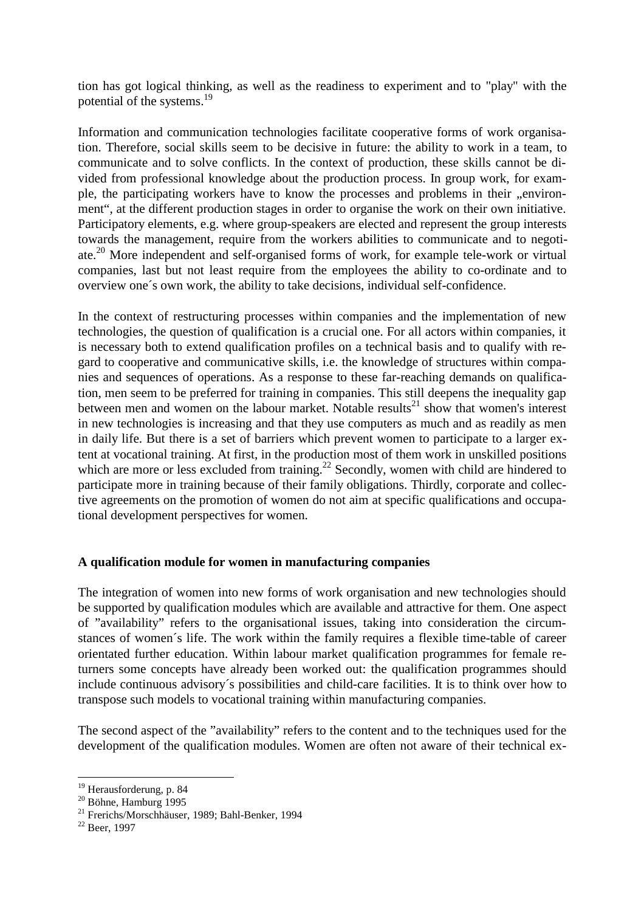tion has got logical thinking, as well as the readiness to experiment and to "play" with the potential of the systems.[19]

Information and communication technologies facilitate cooperative forms of work organisation. Therefore, social skills seem to be decisive in future: the ability to work in a team, to communicate and to solve conflicts. In the context of production, these skills cannot be divided from professional knowledge about the production process. In group work, for example, the participating workers have to know the processes and problems in their „environment", at the different production stages in order to organise the work on their own initiative. Participatory elements, e.g. where group-speakers are elected and represent the group interests towards the management, require from the workers abilities to communicate and to negotiate.[20] More independent and self-organised forms of work, for example tele-work or virtual companies, last but not least require from the employees the ability to co-ordinate and to overview one´s own work, the ability to take decisions, individual self-confidence.

In the context of restructuring processes within companies and the implementation of new technologies, the question of qualification is a crucial one. For all actors within companies, it is necessary both to extend qualification profiles on a technical basis and to qualify with regard to cooperative and communicative skills, i.e. the knowledge of structures within companies and sequences of operations. As a response to these far-reaching demands on qualification, men seem to be preferred for training in companies. This still deepens the inequality gap between men and women on the labour market. Notable results[21] show that women's interest in new technologies is increasing and that they use computers as much and as readily as men in daily life. But there is a set of barriers which prevent women to participate to a larger extent at vocational training. At first, in the production most of them work in unskilled positions which are more or less excluded from training.[22] Secondly, women with child are hindered to participate more in training because of their family obligations. Thirdly, corporate and collective agreements on the promotion of women do not aim at specific qualifications and occupational development perspectives for women.

**A qualification module for women in manufacturing companies**

The integration of women into new forms of work organisation and new technologies should be supported by qualification modules which are available and attractive for them. One aspect of "availability" refers to the organisational issues, taking into consideration the circumstances of women´s life. The work within the family requires a flexible time-table of career orientated further education. Within labour market qualification programmes for female returners some concepts have already been worked out: the qualification programmes should include continuous advisory´s possibilities and child-care facilities. It is to think over how to transpose such models to vocational training within manufacturing companies.

The second aspect of the "availability" refers to the content and to the techniques used for the development of the qualification modules. Women are often not aware of their technical ex-

[19] Herausforderung, p. 84

[20] Böhne, Hamburg 1995

[21] Frerichs/Morschhäuser, 1989; Bahl-Benker, 1994

[22] Beer, 1997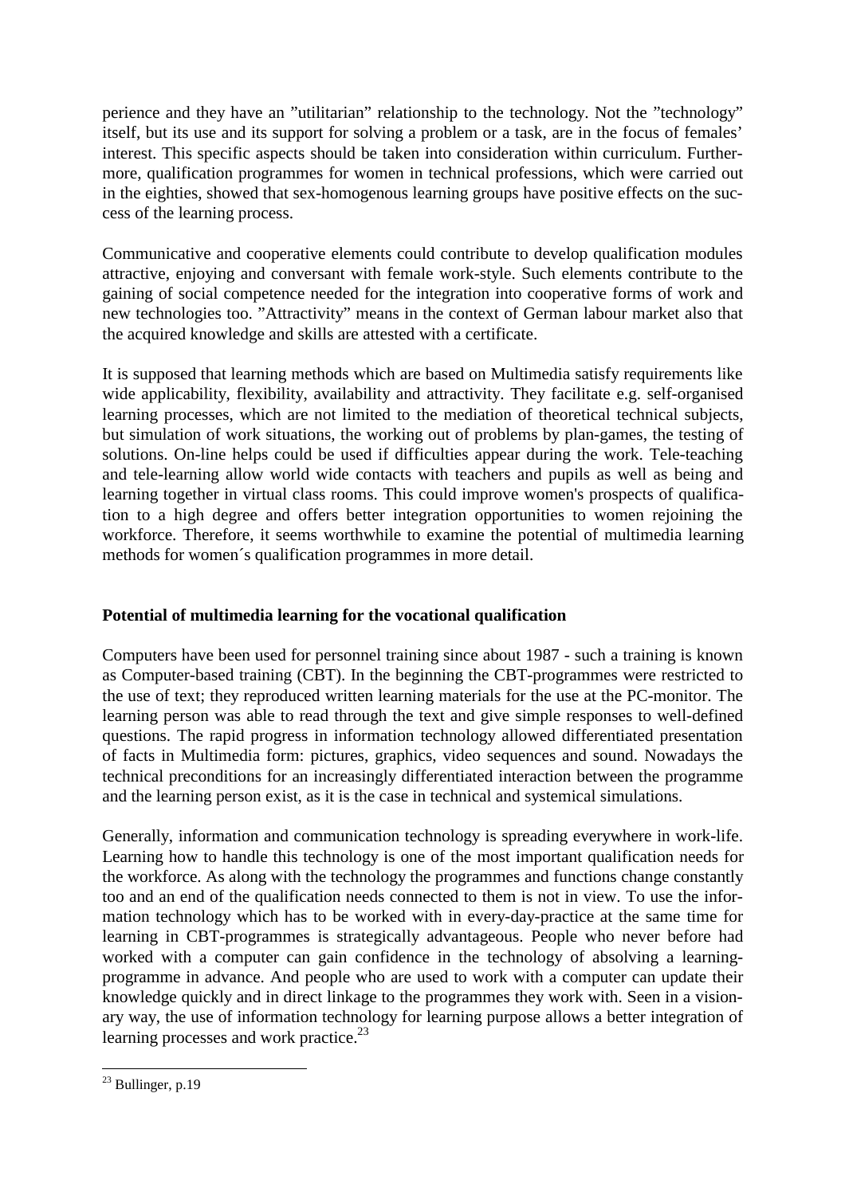perience and they have an "utilitarian" relationship to the technology. Not the "technology" itself, but its use and its support for solving a problem or a task, are in the focus of females' interest. This specific aspects should be taken into consideration within curriculum. Furthermore, qualification programmes for women in technical professions, which were carried out in the eighties, showed that sex-homogenous learning groups have positive effects on the success of the learning process.

Communicative and cooperative elements could contribute to develop qualification modules attractive, enjoying and conversant with female work-style. Such elements contribute to the gaining of social competence needed for the integration into cooperative forms of work and new technologies too. "Attractivity" means in the context of German labour market also that the acquired knowledge and skills are attested with a certificate.

It is supposed that learning methods which are based on Multimedia satisfy requirements like wide applicability, flexibility, availability and attractivity. They facilitate e.g. self-organised learning processes, which are not limited to the mediation of theoretical technical subjects, but simulation of work situations, the working out of problems by plan-games, the testing of solutions. On-line helps could be used if difficulties appear during the work. Tele-teaching and tele-learning allow world wide contacts with teachers and pupils as well as being and learning together in virtual class rooms. This could improve women's prospects of qualification to a high degree and offers better integration opportunities to women rejoining the workforce. Therefore, it seems worthwhile to examine the potential of multimedia learning methods for women´s qualification programmes in more detail.

**Potential of multimedia learning for the vocational qualification**

Computers have been used for personnel training since about 1987 - such a training is known as Computer-based training (CBT). In the beginning the CBT-programmes were restricted to the use of text; they reproduced written learning materials for the use at the PC-monitor. The learning person was able to read through the text and give simple responses to well-defined questions. The rapid progress in information technology allowed differentiated presentation of facts in Multimedia form: pictures, graphics, video sequences and sound. Nowadays the technical preconditions for an increasingly differentiated interaction between the programme and the learning person exist, as it is the case in technical and systemical simulations.

Generally, information and communication technology is spreading everywhere in work-life. Learning how to handle this technology is one of the most important qualification needs for the workforce. As along with the technology the programmes and functions change constantly too and an end of the qualification needs connected to them is not in view. To use the information technology which has to be worked with in every-day-practice at the same time for learning in CBT-programmes is strategically advantageous. People who never before had worked with a computer can gain confidence in the technology of absolving a learning-programme in advance. And people who are used to work with a computer can update their knowledge quickly and in direct linkage to the programmes they work with. Seen in a visionary way, the use of information technology for learning purpose allows a better integration of learning processes and work practice.[23]

[23] Bullinger, p.19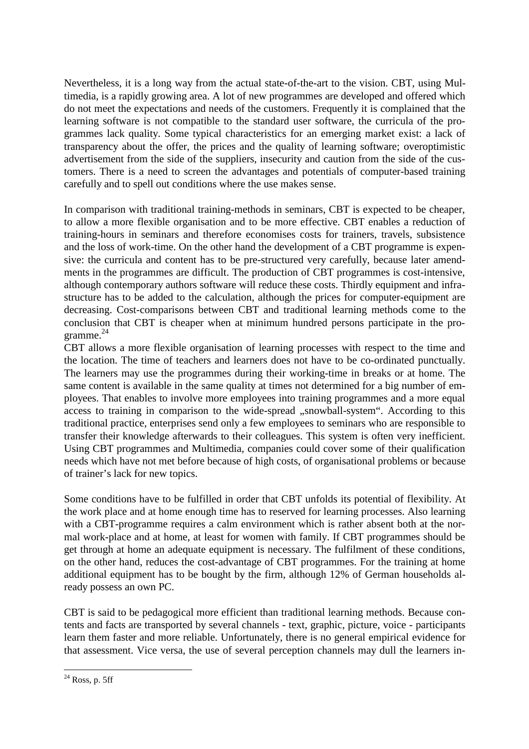Nevertheless, it is a long way from the actual state-of-the-art to the vision. CBT, using Multimedia, is a rapidly growing area. A lot of new programmes are developed and offered which do not meet the expectations and needs of the customers. Frequently it is complained that the learning software is not compatible to the standard user software, the curricula of the programmes lack quality. Some typical characteristics for an emerging market exist: a lack of transparency about the offer, the prices and the quality of learning software; overoptimistic advertisement from the side of the suppliers, insecurity and caution from the side of the customers. There is a need to screen the advantages and potentials of computer-based training carefully and to spell out conditions where the use makes sense.

In comparison with traditional training-methods in seminars, CBT is expected to be cheaper, to allow a more flexible organisation and to be more effective. CBT enables a reduction of training-hours in seminars and therefore economises costs for trainers, travels, subsistence and the loss of work-time. On the other hand the development of a CBT programme is expensive: the curricula and content has to be pre-structured very carefully, because later amendments in the programmes are difficult. The production of CBT programmes is cost-intensive, although contemporary authors software will reduce these costs. Thirdly equipment and infrastructure has to be added to the calculation, although the prices for computer-equipment are decreasing. Cost-comparisons between CBT and traditional learning methods come to the conclusion that CBT is cheaper when at minimum hundred persons participate in the programme.[24]

CBT allows a more flexible organisation of learning processes with respect to the time and the location. The time of teachers and learners does not have to be co-ordinated punctually. The learners may use the programmes during their working-time in breaks or at home. The same content is available in the same quality at times not determined for a big number of employees. That enables to involve more employees into training programmes and a more equal access to training in comparison to the wide-spread „snowball-system“. According to this traditional practice, enterprises send only a few employees to seminars who are responsible to transfer their knowledge afterwards to their colleagues. This system is often very inefficient. Using CBT programmes and Multimedia, companies could cover some of their qualification needs which have not met before because of high costs, of organisational problems or because of trainer’s lack for new topics.

Some conditions have to be fulfilled in order that CBT unfolds its potential of flexibility. At the work place and at home enough time has to reserved for learning processes. Also learning with a CBT-programme requires a calm environment which is rather absent both at the normal work-place and at home, at least for women with family. If CBT programmes should be get through at home an adequate equipment is necessary. The fulfilment of these conditions, on the other hand, reduces the cost-advantage of CBT programmes. For the training at home additional equipment has to be bought by the firm, although 12% of German households already possess an own PC.

CBT is said to be pedagogical more efficient than traditional learning methods. Because contents and facts are transported by several channels - text, graphic, picture, voice - participants learn them faster and more reliable. Unfortunately, there is no general empirical evidence for that assessment. Vice versa, the use of several perception channels may dull the learners in-

---

[24] Ross, p. 5ff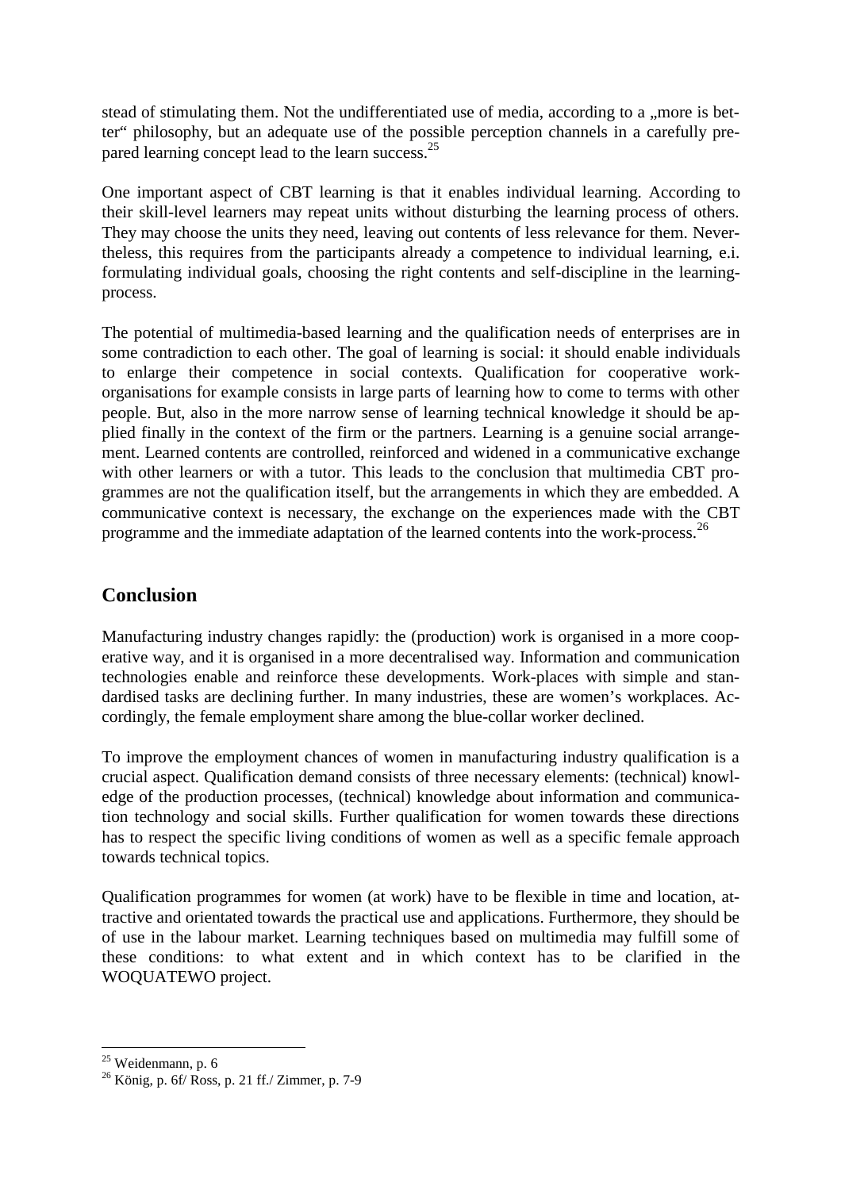stead of stimulating them. Not the undifferentiated use of media, according to a „more is better" philosophy, but an adequate use of the possible perception channels in a carefully prepared learning concept lead to the learn success.[25]

One important aspect of CBT learning is that it enables individual learning. According to their skill-level learners may repeat units without disturbing the learning process of others. They may choose the units they need, leaving out contents of less relevance for them. Nevertheless, this requires from the participants already a competence to individual learning, e.i. formulating individual goals, choosing the right contents and self-discipline in the learning-process.

The potential of multimedia-based learning and the qualification needs of enterprises are in some contradiction to each other. The goal of learning is social: it should enable individuals to enlarge their competence in social contexts. Qualification for cooperative work-organisations for example consists in large parts of learning how to come to terms with other people. But, also in the more narrow sense of learning technical knowledge it should be applied finally in the context of the firm or the partners. Learning is a genuine social arrangement. Learned contents are controlled, reinforced and widened in a communicative exchange with other learners or with a tutor. This leads to the conclusion that multimedia CBT programmes are not the qualification itself, but the arrangements in which they are embedded. A communicative context is necessary, the exchange on the experiences made with the CBT programme and the immediate adaptation of the learned contents into the work-process.[26]

## Conclusion

Manufacturing industry changes rapidly: the (production) work is organised in a more cooperative way, and it is organised in a more decentralised way. Information and communication technologies enable and reinforce these developments. Work-places with simple and standardised tasks are declining further. In many industries, these are women's workplaces. Accordingly, the female employment share among the blue-collar worker declined.

To improve the employment chances of women in manufacturing industry qualification is a crucial aspect. Qualification demand consists of three necessary elements: (technical) knowledge of the production processes, (technical) knowledge about information and communication technology and social skills. Further qualification for women towards these directions has to respect the specific living conditions of women as well as a specific female approach towards technical topics.

Qualification programmes for women (at work) have to be flexible in time and location, attractive and orientated towards the practical use and applications. Furthermore, they should be of use in the labour market. Learning techniques based on multimedia may fulfill some of these conditions: to what extent and in which context has to be clarified in the WOQUATEWO project.

---

[25] Weidenmann, p. 6

[26] König, p. 6f/ Ross, p. 21 ff./ Zimmer, p. 7-9